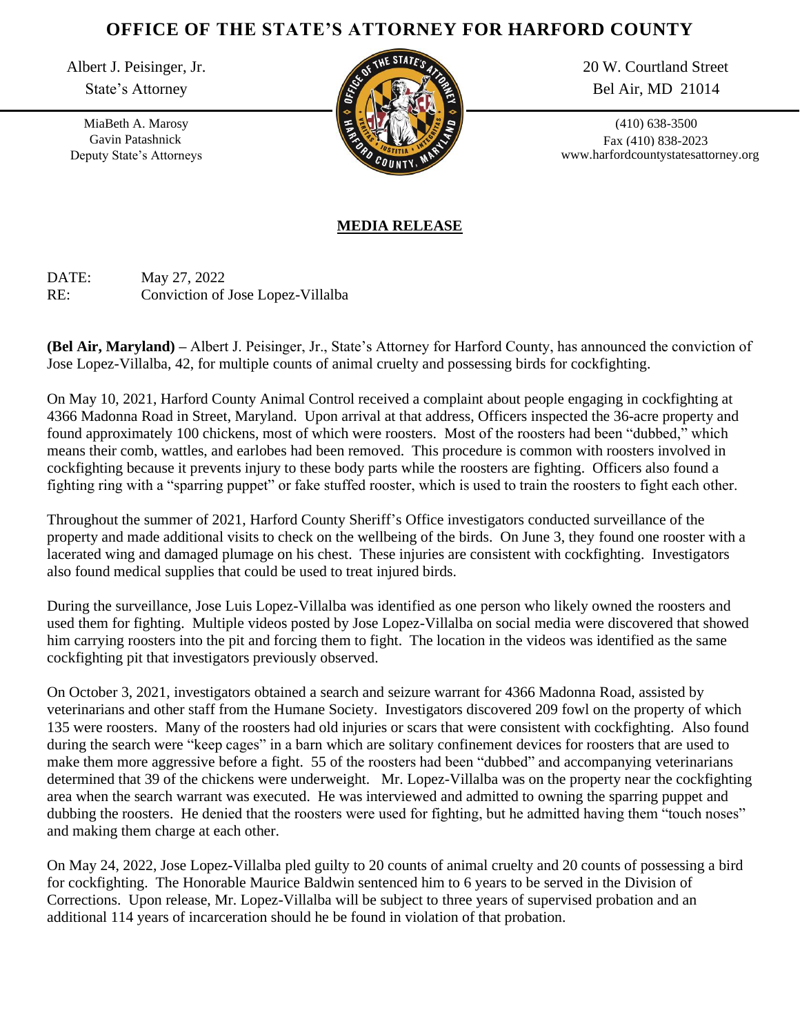# OFFICE OF THE STATE'S ATTORNEY FOR HARFORD COUNTY

Albert J. Peisinger, Jr.
State's Attorney

MiaBeth A. Marosy
Gavin Patashnick
Deputy State's Attorneys

20 W. Courtland Street
Bel Air, MD 21014

(410) 638-3500
Fax (410) 838-2023
www.harfordcountystatesattorney.org

**MEDIA RELEASE**

DATE: May 27, 2022
RE: Conviction of Jose Lopez-Villalba

**(Bel Air, Maryland) –** Albert J. Peisinger, Jr., State's Attorney for Harford County, has announced the conviction of Jose Lopez-Villalba, 42, for multiple counts of animal cruelty and possessing birds for cockfighting.

On May 10, 2021, Harford County Animal Control received a complaint about people engaging in cockfighting at 4366 Madonna Road in Street, Maryland. Upon arrival at that address, Officers inspected the 36-acre property and found approximately 100 chickens, most of which were roosters. Most of the roosters had been "dubbed," which means their comb, wattles, and earlobes had been removed. This procedure is common with roosters involved in cockfighting because it prevents injury to these body parts while the roosters are fighting. Officers also found a fighting ring with a "sparring puppet" or fake stuffed rooster, which is used to train the roosters to fight each other.

Throughout the summer of 2021, Harford County Sheriff's Office investigators conducted surveillance of the property and made additional visits to check on the wellbeing of the birds. On June 3, they found one rooster with a lacerated wing and damaged plumage on his chest. These injuries are consistent with cockfighting. Investigators also found medical supplies that could be used to treat injured birds.

During the surveillance, Jose Luis Lopez-Villalba was identified as one person who likely owned the roosters and used them for fighting. Multiple videos posted by Jose Lopez-Villalba on social media were discovered that showed him carrying roosters into the pit and forcing them to fight. The location in the videos was identified as the same cockfighting pit that investigators previously observed.

On October 3, 2021, investigators obtained a search and seizure warrant for 4366 Madonna Road, assisted by veterinarians and other staff from the Humane Society. Investigators discovered 209 fowl on the property of which 135 were roosters. Many of the roosters had old injuries or scars that were consistent with cockfighting. Also found during the search were "keep cages" in a barn which are solitary confinement devices for roosters that are used to make them more aggressive before a fight. 55 of the roosters had been "dubbed" and accompanying veterinarians determined that 39 of the chickens were underweight. Mr. Lopez-Villalba was on the property near the cockfighting area when the search warrant was executed. He was interviewed and admitted to owning the sparring puppet and dubbing the roosters. He denied that the roosters were used for fighting, but he admitted having them "touch noses" and making them charge at each other.

On May 24, 2022, Jose Lopez-Villalba pled guilty to 20 counts of animal cruelty and 20 counts of possessing a bird for cockfighting. The Honorable Maurice Baldwin sentenced him to 6 years to be served in the Division of Corrections. Upon release, Mr. Lopez-Villalba will be subject to three years of supervised probation and an additional 114 years of incarceration should he be found in violation of that probation.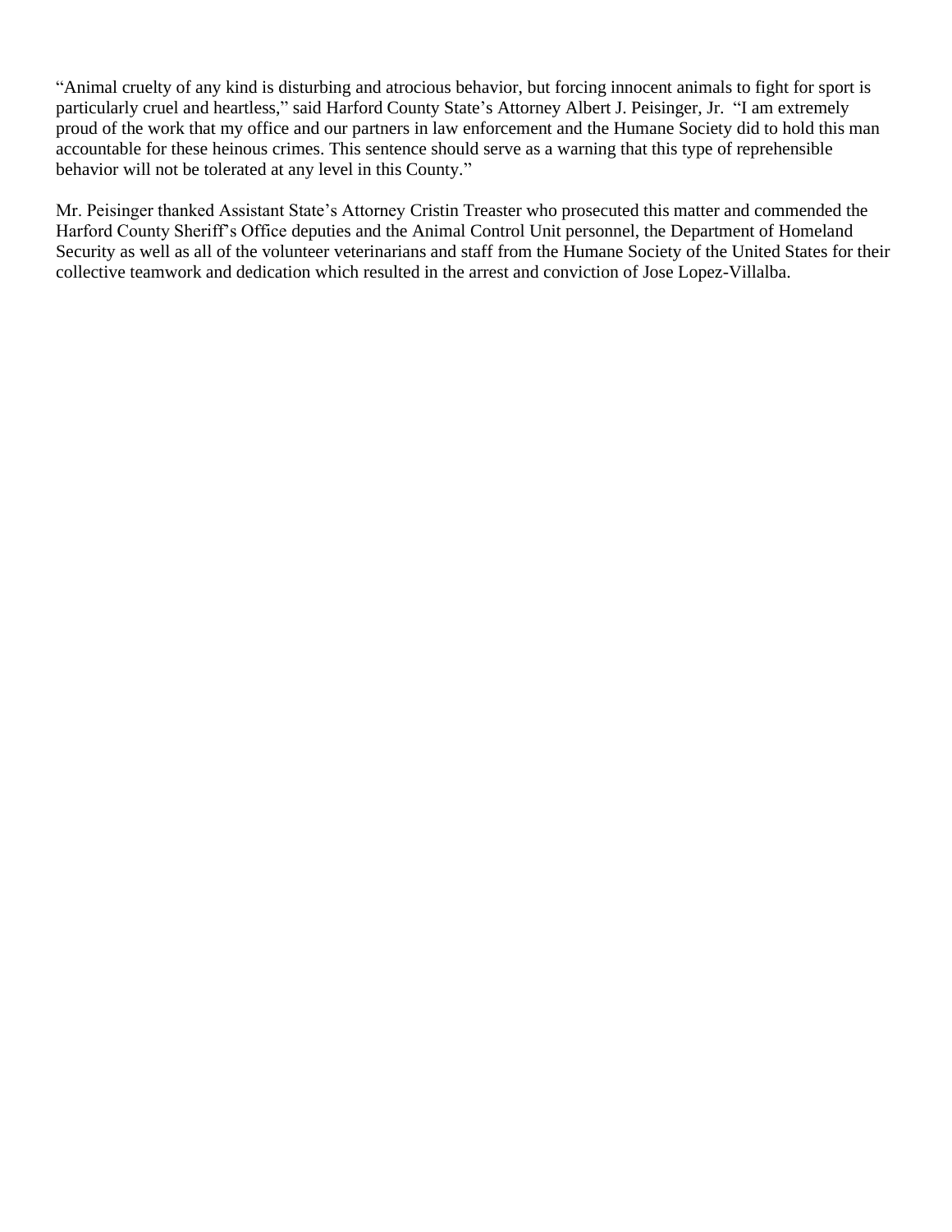"Animal cruelty of any kind is disturbing and atrocious behavior, but forcing innocent animals to fight for sport is particularly cruel and heartless," said Harford County State's Attorney Albert J. Peisinger, Jr.  "I am extremely proud of the work that my office and our partners in law enforcement and the Humane Society did to hold this man accountable for these heinous crimes. This sentence should serve as a warning that this type of reprehensible behavior will not be tolerated at any level in this County."

Mr. Peisinger thanked Assistant State's Attorney Cristin Treaster who prosecuted this matter and commended the Harford County Sheriff's Office deputies and the Animal Control Unit personnel, the Department of Homeland Security as well as all of the volunteer veterinarians and staff from the Humane Society of the United States for their collective teamwork and dedication which resulted in the arrest and conviction of Jose Lopez-Villalba.